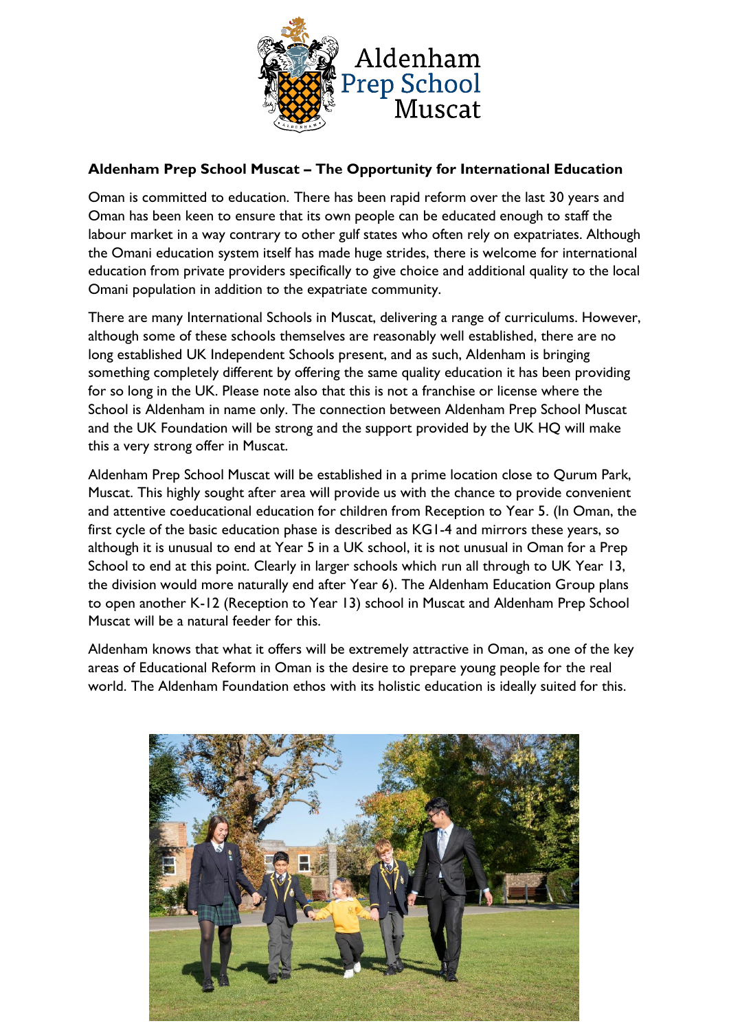Aldenham Prep School Muscat

## Aldenham Prep School Muscat – The Opportunity for International Education

Oman is committed to education. There has been rapid reform over the last 30 years and Oman has been keen to ensure that its own people can be educated enough to staff the labour market in a way contrary to other gulf states who often rely on expatriates. Although the Omani education system itself has made huge strides, there is welcome for international education from private providers specifically to give choice and additional quality to the local Omani population in addition to the expatriate community.

There are many International Schools in Muscat, delivering a range of curriculums. However, although some of these schools themselves are reasonably well established, there are no long established UK Independent Schools present, and as such, Aldenham is bringing something completely different by offering the same quality education it has been providing for so long in the UK. Please note also that this is not a franchise or license where the School is Aldenham in name only. The connection between Aldenham Prep School Muscat and the UK Foundation will be strong and the support provided by the UK HQ will make this a very strong offer in Muscat.

Aldenham Prep School Muscat will be established in a prime location close to Qurum Park, Muscat. This highly sought after area will provide us with the chance to provide convenient and attentive coeducational education for children from Reception to Year 5. (In Oman, the first cycle of the basic education phase is described as KG1-4 and mirrors these years, so although it is unusual to end at Year 5 in a UK school, it is not unusual in Oman for a Prep School to end at this point. Clearly in larger schools which run all through to UK Year 13, the division would more naturally end after Year 6). The Aldenham Education Group plans to open another K-12 (Reception to Year 13) school in Muscat and Aldenham Prep School Muscat will be a natural feeder for this.

Aldenham knows that what it offers will be extremely attractive in Oman, as one of the key areas of Educational Reform in Oman is the desire to prepare young people for the real world. The Aldenham Foundation ethos with its holistic education is ideally suited for this.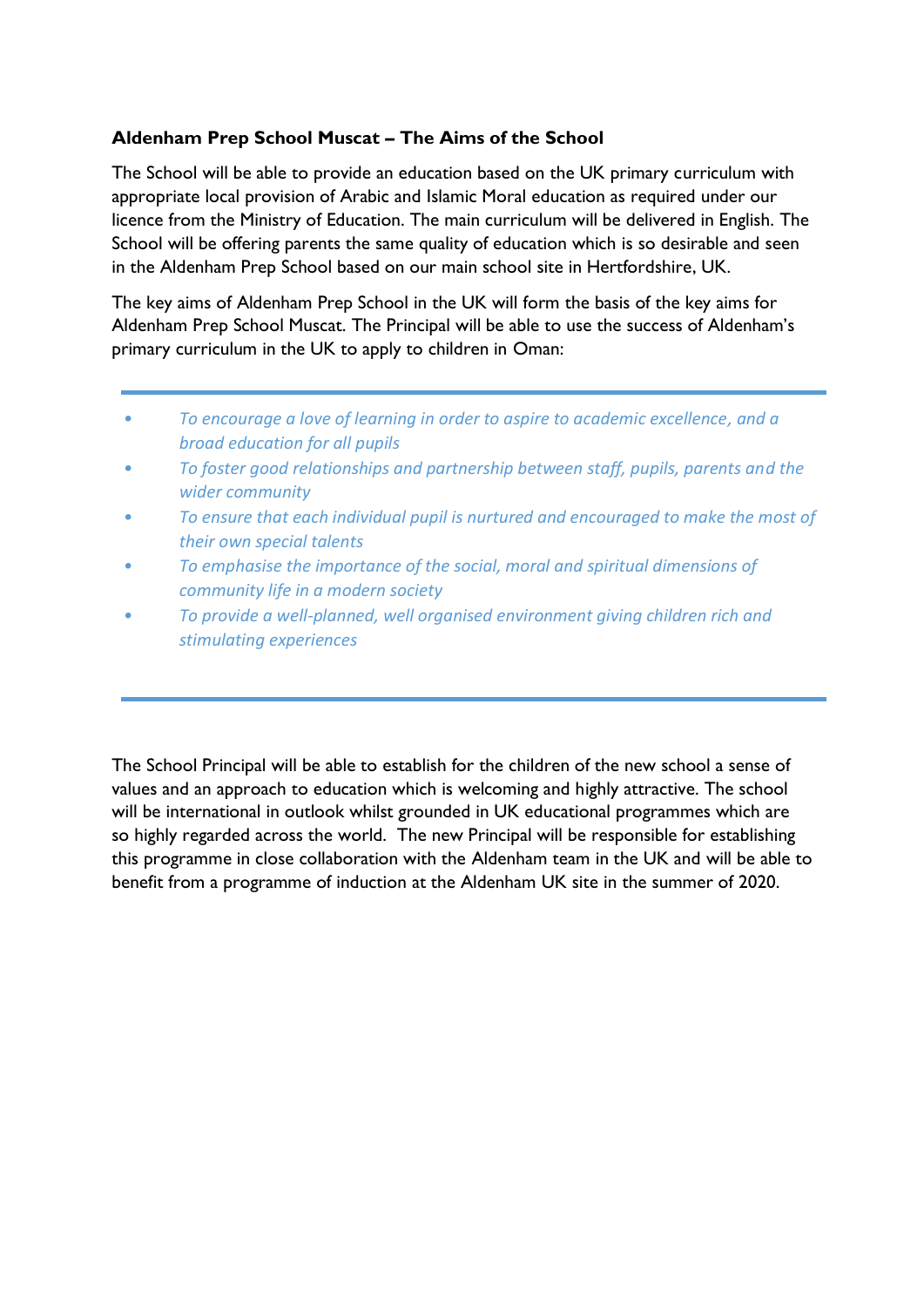### Aldenham Prep School Muscat – The Aims of the School

The School will be able to provide an education based on the UK primary curriculum with appropriate local provision of Arabic and Islamic Moral education as required under our licence from the Ministry of Education. The main curriculum will be delivered in English. The School will be offering parents the same quality of education which is so desirable and seen in the Aldenham Prep School based on our main school site in Hertfordshire, UK.

The key aims of Aldenham Prep School in the UK will form the basis of the key aims for Aldenham Prep School Muscat. The Principal will be able to use the success of Aldenham's primary curriculum in the UK to apply to children in Oman:

---

- *To encourage a love of learning in order to aspire to academic excellence, and a broad education for all pupils*
- *To foster good relationships and partnership between staff, pupils, parents and the wider community*
- *To ensure that each individual pupil is nurtured and encouraged to make the most of their own special talents*
- *To emphasise the importance of the social, moral and spiritual dimensions of community life in a modern society*
- *To provide a well-planned, well organised environment giving children rich and stimulating experiences*

---

The School Principal will be able to establish for the children of the new school a sense of values and an approach to education which is welcoming and highly attractive. The school will be international in outlook whilst grounded in UK educational programmes which are so highly regarded across the world. The new Principal will be responsible for establishing this programme in close collaboration with the Aldenham team in the UK and will be able to benefit from a programme of induction at the Aldenham UK site in the summer of 2020.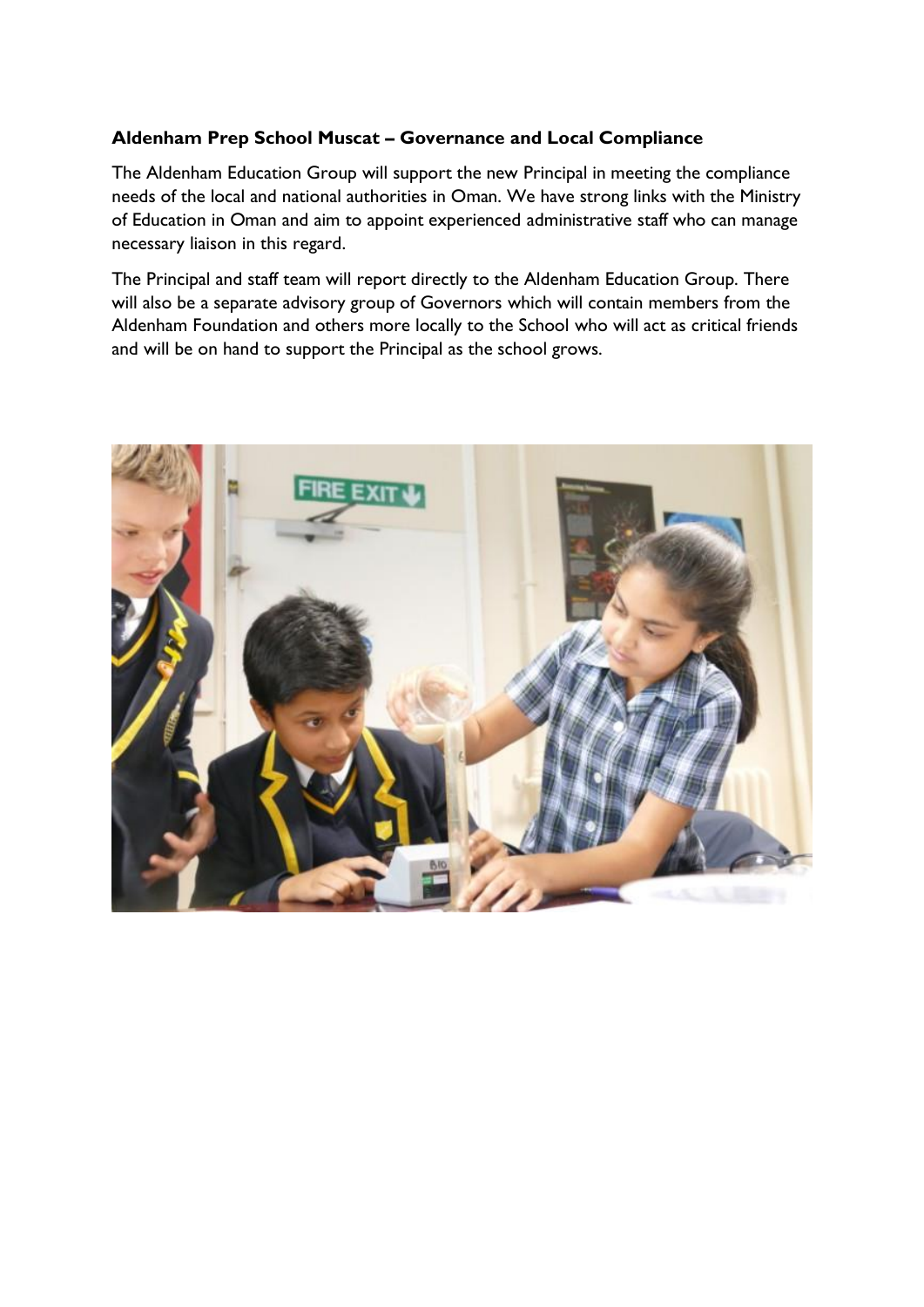**Aldenham Prep School Muscat – Governance and Local Compliance**

The Aldenham Education Group will support the new Principal in meeting the compliance needs of the local and national authorities in Oman. We have strong links with the Ministry of Education in Oman and aim to appoint experienced administrative staff who can manage necessary liaison in this regard.

The Principal and staff team will report directly to the Aldenham Education Group. There will also be a separate advisory group of Governors which will contain members from the Aldenham Foundation and others more locally to the School who will act as critical friends and will be on hand to support the Principal as the school grows.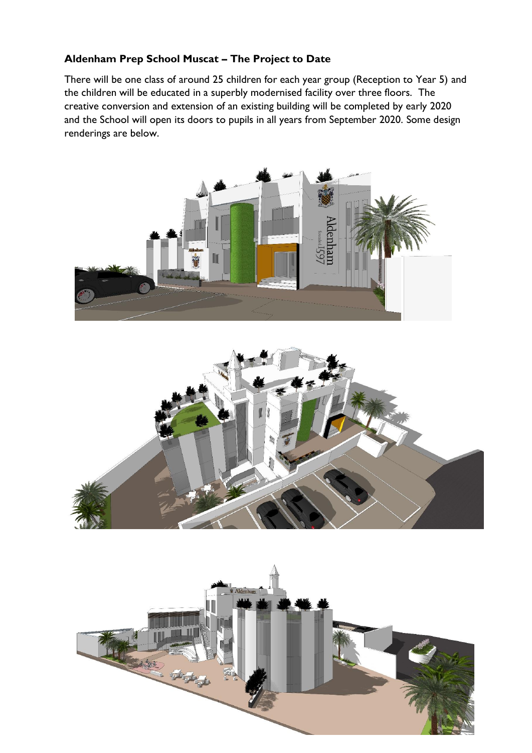**Aldenham Prep School Muscat – The Project to Date**

There will be one class of around 25 children for each year group (Reception to Year 5) and the children will be educated in a superbly modernised facility over three floors. The creative conversion and extension of an existing building will be completed by early 2020 and the School will open its doors to pupils in all years from September 2020. Some design renderings are below.